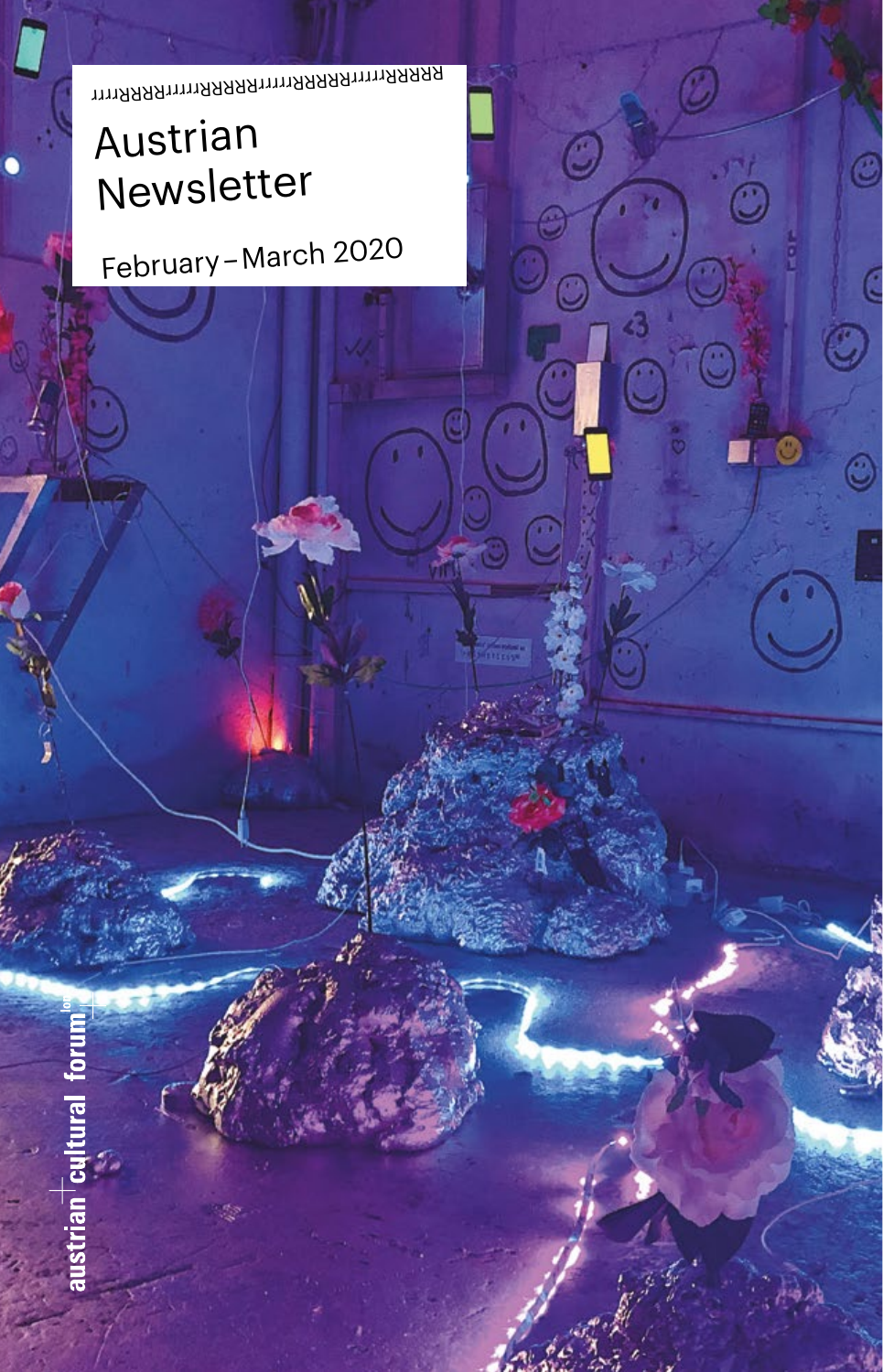RRRRRrrrrrRRRRRrrrrrRRRRRrrrrrRRRRRrrrrrRRRRRrrrrr

# Austrian Newsletter

February – March 2020

austrian cultural forum[lon]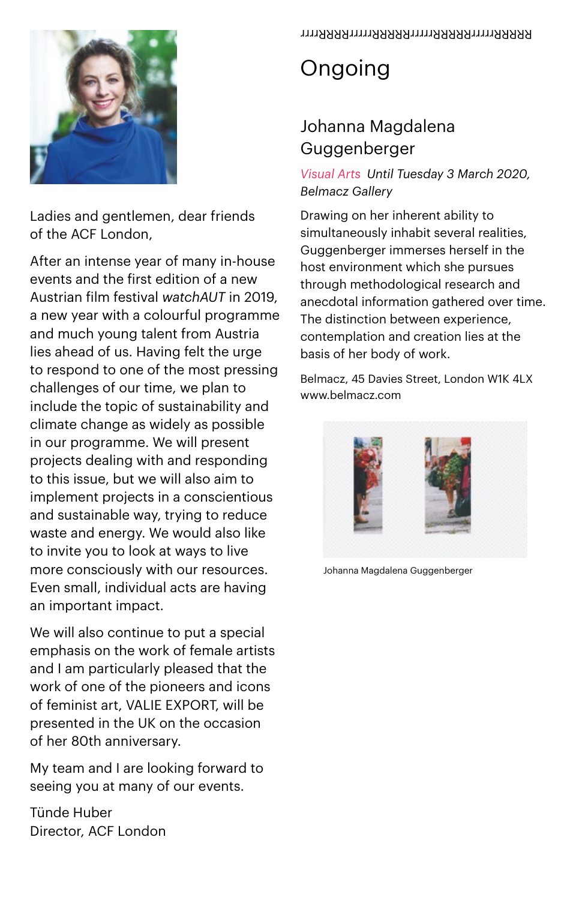Ladies and gentlemen, dear friends of the ACF London,

After an intense year of many in-house events and the first edition of a new Austrian film festival *watchAUT* in 2019, a new year with a colourful programme and much young talent from Austria lies ahead of us. Having felt the urge to respond to one of the most pressing challenges of our time, we plan to include the topic of sustainability and climate change as widely as possible in our programme. We will present projects dealing with and responding to this issue, but we will also aim to implement projects in a conscientious and sustainable way, trying to reduce waste and energy. We would also like to invite you to look at ways to live more consciously with our resources. Even small, individual acts are having an important impact.

We will also continue to put a special emphasis on the work of female artists and I am particularly pleased that the work of one of the pioneers and icons of feminist art, VALIE EXPORT, will be presented in the UK on the occasion of her 80th anniversary.

My team and I are looking forward to seeing you at many of our events.

Tünde Huber
Director, ACF London

# Ongoing

## Johanna Magdalena Guggenberger

*Visual Arts  Until Tuesday 3 March 2020, Belmacz Gallery*

Drawing on her inherent ability to simultaneously inhabit several realities, Guggenberger immerses herself in the host environment which she pursues through methodological research and anecdotal information gathered over time. The distinction between experience, contemplation and creation lies at the basis of her body of work.

Belmacz, 45 Davies Street, London W1K 4LX
www.belmacz.com

Johanna Magdalena Guggenberger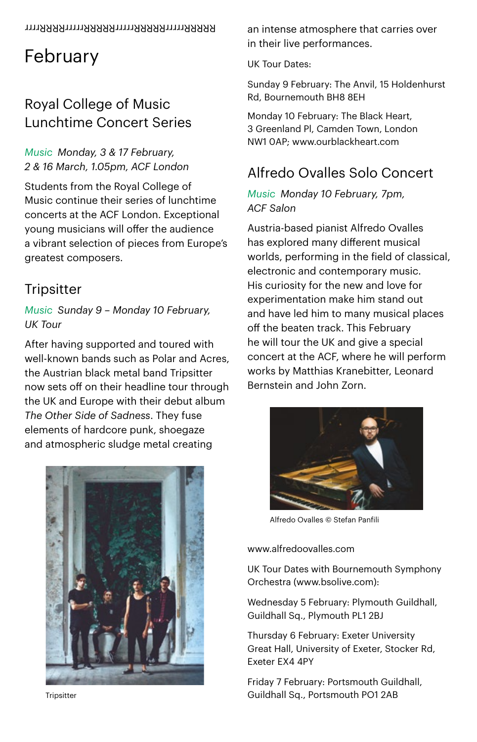# February

## Royal College of Music Lunchtime Concert Series

*Music Monday, 3 & 17 February, 2 & 16 March, 1.05pm, ACF London*

Students from the Royal College of Music continue their series of lunchtime concerts at the ACF London. Exceptional young musicians will offer the audience a vibrant selection of pieces from Europe's greatest composers.

## Tripsitter

*Music Sunday 9 – Monday 10 February, UK Tour*

After having supported and toured with well-known bands such as Polar and Acres, the Austrian black metal band Tripsitter now sets off on their headline tour through the UK and Europe with their debut album *The Other Side of Sadness*. They fuse elements of hardcore punk, shoegaze and atmospheric sludge metal creating an intense atmosphere that carries over in their live performances.

Tripsitter

UK Tour Dates:

Sunday 9 February: The Anvil, 15 Holdenhurst Rd, Bournemouth BH8 8EH

Monday 10 February: The Black Heart, 3 Greenland Pl, Camden Town, London NW1 0AP; www.ourblackheart.com

## Alfredo Ovalles Solo Concert

*Music Monday 10 February, 7pm, ACF Salon*

Austria-based pianist Alfredo Ovalles has explored many different musical worlds, performing in the field of classical, electronic and contemporary music. His curiosity for the new and love for experimentation make him stand out and have led him to many musical places off the beaten track. This February he will tour the UK and give a special concert at the ACF, where he will perform works by Matthias Kranebitter, Leonard Bernstein and John Zorn.

Alfredo Ovalles © Stefan Panfili

www.alfredoovalles.com

UK Tour Dates with Bournemouth Symphony Orchestra (www.bsolive.com):

Wednesday 5 February: Plymouth Guildhall, Guildhall Sq., Plymouth PL1 2BJ

Thursday 6 February: Exeter University Great Hall, University of Exeter, Stocker Rd, Exeter EX4 4PY

Friday 7 February: Portsmouth Guildhall, Guildhall Sq., Portsmouth PO1 2AB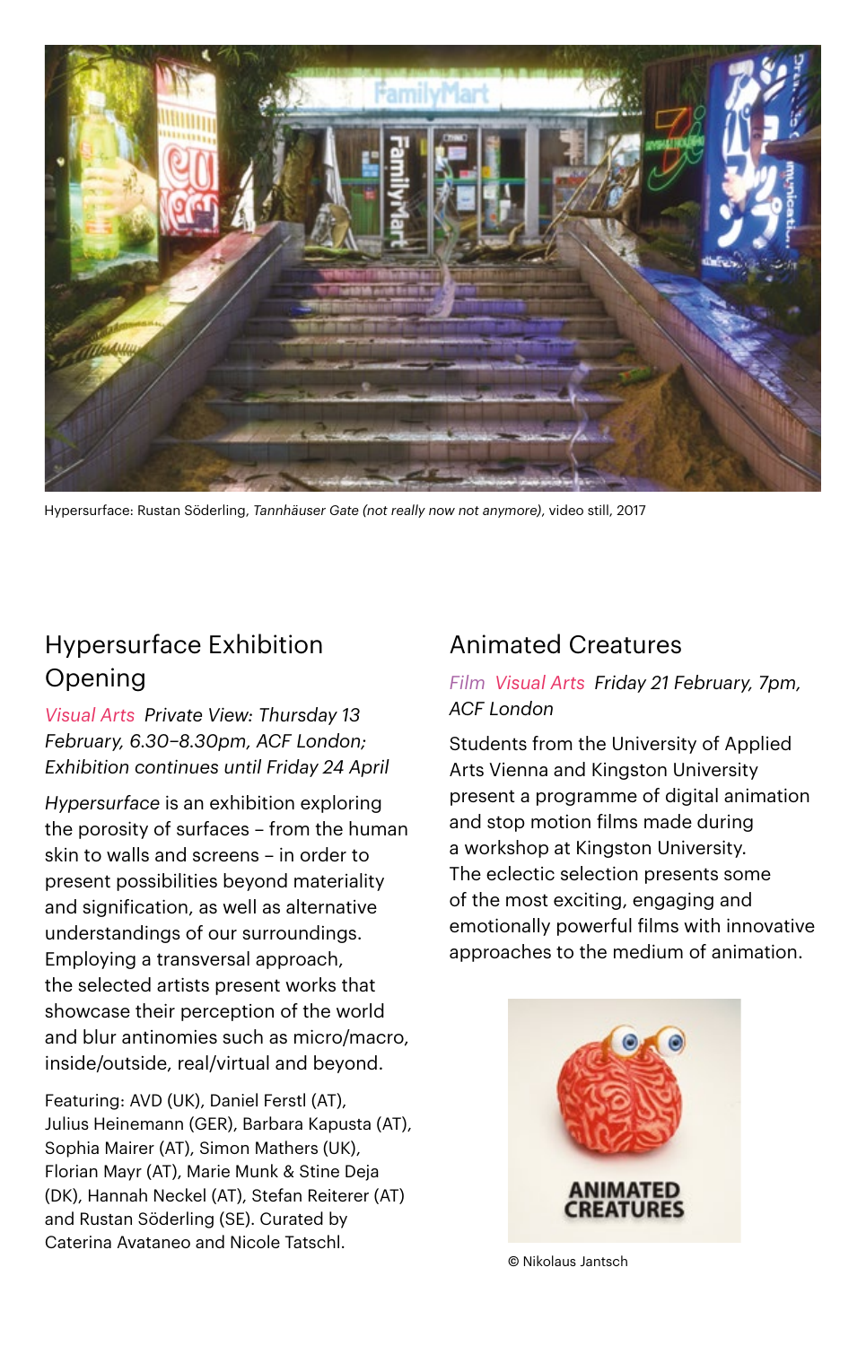Hypersurface: Rustan Söderling, *Tannhäuser Gate (not really now not anymore)*, video still, 2017

## Hypersurface Exhibition Opening

Visual Arts *Private View: Thursday 13 February, 6.30–8.30pm, ACF London; Exhibition continues until Friday 24 April*

*Hypersurface* is an exhibition exploring the porosity of surfaces – from the human skin to walls and screens – in order to present possibilities beyond materiality and signification, as well as alternative understandings of our surroundings. Employing a transversal approach, the selected artists present works that showcase their perception of the world and blur antinomies such as micro/macro, inside/outside, real/virtual and beyond.

Featuring: AVD (UK), Daniel Ferstl (AT), Julius Heinemann (GER), Barbara Kapusta (AT), Sophia Mairer (AT), Simon Mathers (UK), Florian Mayr (AT), Marie Munk & Stine Deja (DK), Hannah Neckel (AT), Stefan Reiterer (AT) and Rustan Söderling (SE). Curated by Caterina Avataneo and Nicole Tatschl.

## Animated Creatures

Film Visual Arts *Friday 21 February, 7pm, ACF London*

Students from the University of Applied Arts Vienna and Kingston University present a programme of digital animation and stop motion films made during a workshop at Kingston University. The eclectic selection presents some of the most exciting, engaging and emotionally powerful films with innovative approaches to the medium of animation.

© Nikolaus Jantsch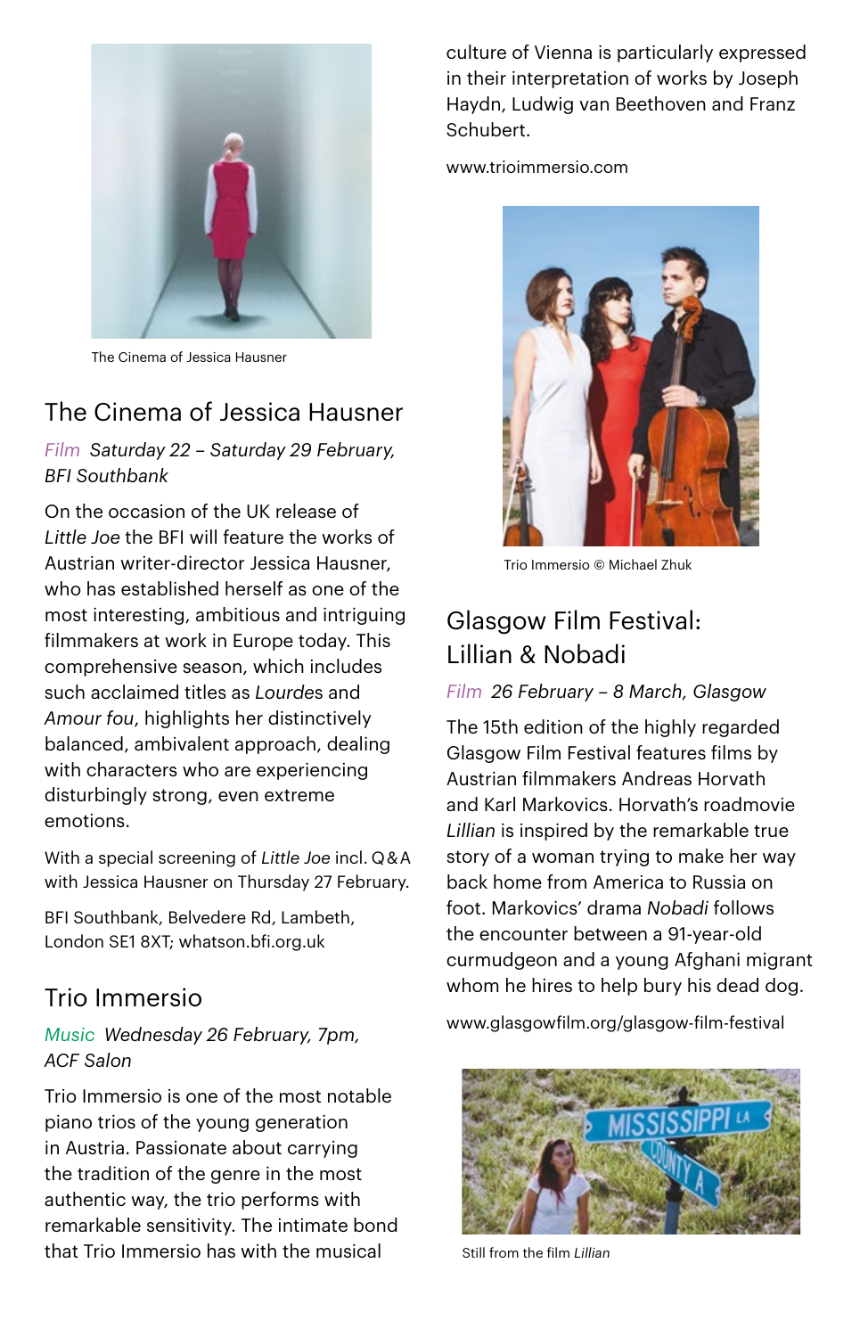The Cinema of Jessica Hausner

## The Cinema of Jessica Hausner

*Film Saturday 22 – Saturday 29 February, BFI Southbank*

On the occasion of the UK release of *Little Joe* the BFI will feature the works of Austrian writer-director Jessica Hausner, who has established herself as one of the most interesting, ambitious and intriguing filmmakers at work in Europe today. This comprehensive season, which includes such acclaimed titles as *Lourdes* and *Amour fou*, highlights her distinctively balanced, ambivalent approach, dealing with characters who are experiencing disturbingly strong, even extreme emotions.

With a special screening of *Little Joe* incl. Q&A with Jessica Hausner on Thursday 27 February.

BFI Southbank, Belvedere Rd, Lambeth, London SE1 8XT; whatson.bfi.org.uk

## Trio Immersio

*Music Wednesday 26 February, 7pm, ACF Salon*

Trio Immersio is one of the most notable piano trios of the young generation in Austria. Passionate about carrying the tradition of the genre in the most authentic way, the trio performs with remarkable sensitivity. The intimate bond that Trio Immersio has with the musical culture of Vienna is particularly expressed in their interpretation of works by Joseph Haydn, Ludwig van Beethoven and Franz Schubert.

www.trioimmersio.com

Trio Immersio © Michael Zhuk

## Glasgow Film Festival: Lillian & Nobadi

*Film 26 February – 8 March, Glasgow*

The 15th edition of the highly regarded Glasgow Film Festival features films by Austrian filmmakers Andreas Horvath and Karl Markovics. Horvath's roadmovie *Lillian* is inspired by the remarkable true story of a woman trying to make her way back home from America to Russia on foot. Markovics' drama *Nobadi* follows the encounter between a 91-year-old curmudgeon and a young Afghani migrant whom he hires to help bury his dead dog.

www.glasgowfilm.org/glasgow-film-festival

Still from the film *Lillian*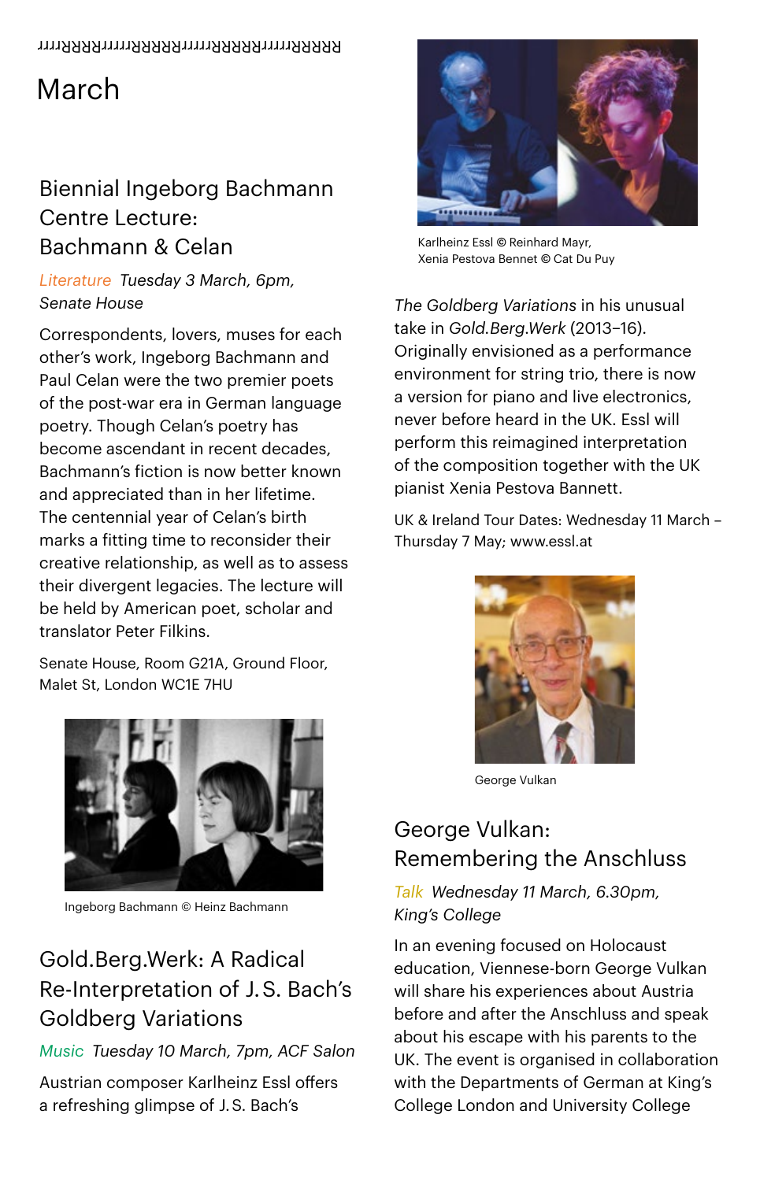# March

## Biennial Ingeborg Bachmann Centre Lecture: Bachmann & Celan

*Literature Tuesday 3 March, 6pm, Senate House*

Correspondents, lovers, muses for each other's work, Ingeborg Bachmann and Paul Celan were the two premier poets of the post-war era in German language poetry. Though Celan's poetry has become ascendant in recent decades, Bachmann's fiction is now better known and appreciated than in her lifetime. The centennial year of Celan's birth marks a fitting time to reconsider their creative relationship, as well as to assess their divergent legacies. The lecture will be held by American poet, scholar and translator Peter Filkins.

Senate House, Room G21A, Ground Floor, Malet St, London WC1E 7HU

Ingeborg Bachmann © Heinz Bachmann

## Gold.Berg.Werk: A Radical Re-Interpretation of J. S. Bach's Goldberg Variations

*Music Tuesday 10 March, 7pm, ACF Salon*

Austrian composer Karlheinz Essl offers a refreshing glimpse of J. S. Bach's *The Goldberg Variations* in his unusual take in *Gold.Berg.Werk* (2013–16). Originally envisioned as a performance environment for string trio, there is now a version for piano and live electronics, never before heard in the UK. Essl will perform this reimagined interpretation of the composition together with the UK pianist Xenia Pestova Bannett.

UK & Ireland Tour Dates: Wednesday 11 March – Thursday 7 May; www.essl.at

Karlheinz Essl © Reinhard Mayr, Xenia Pestova Bennet © Cat Du Puy

George Vulkan

## George Vulkan: Remembering the Anschluss

*Talk Wednesday 11 March, 6.30pm, King's College*

In an evening focused on Holocaust education, Viennese-born George Vulkan will share his experiences about Austria before and after the Anschluss and speak about his escape with his parents to the UK. The event is organised in collaboration with the Departments of German at King's College London and University College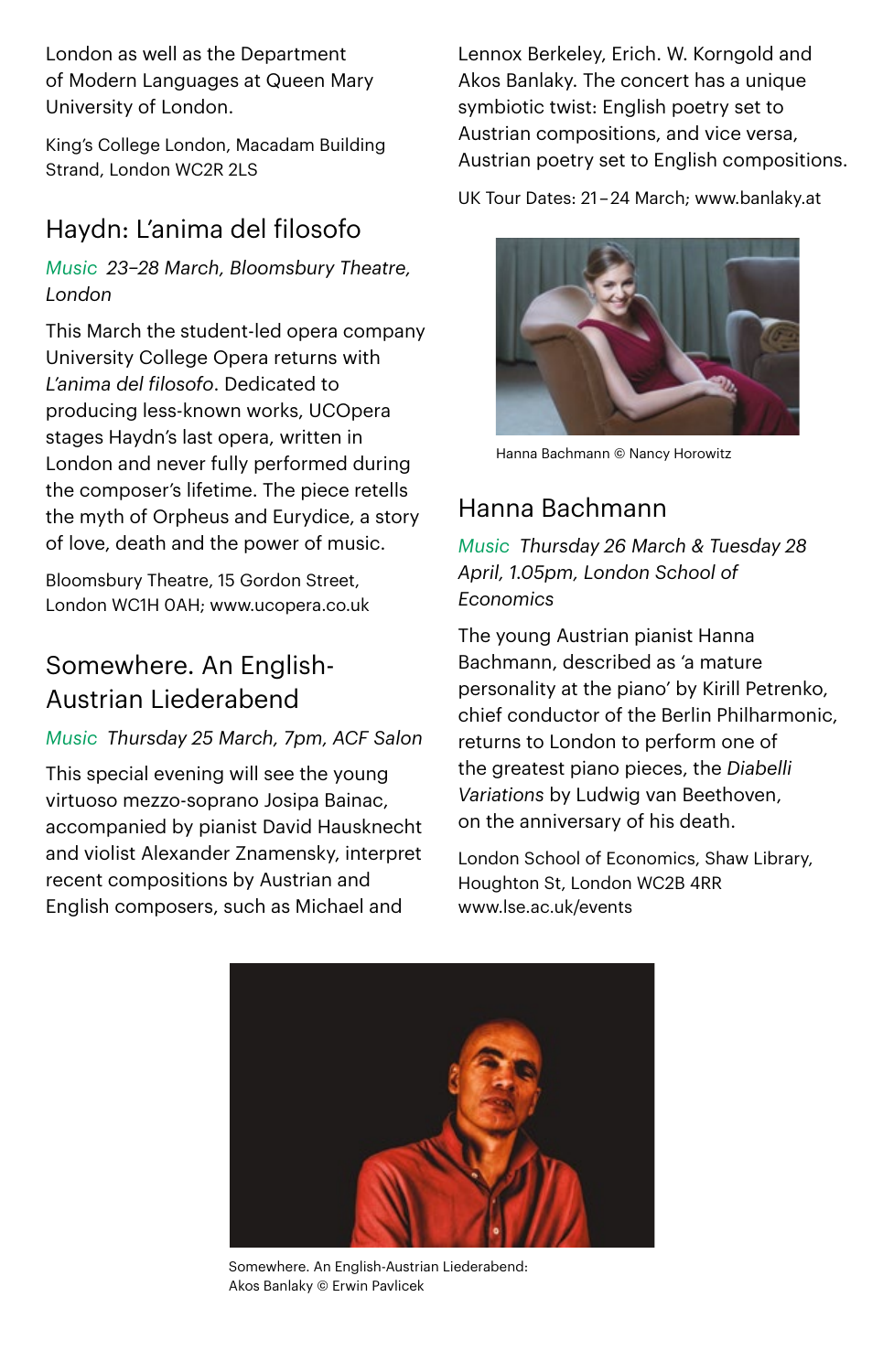London as well as the Department of Modern Languages at Queen Mary University of London.

King's College London, Macadam Building Strand, London WC2R 2LS

## Haydn: L'anima del filosofo

*Music 23–28 March, Bloomsbury Theatre, London*

This March the student-led opera company University College Opera returns with *L'anima del filosofo*. Dedicated to producing less-known works, UCOpera stages Haydn's last opera, written in London and never fully performed during the composer's lifetime. The piece retells the myth of Orpheus and Eurydice, a story of love, death and the power of music.

Bloomsbury Theatre, 15 Gordon Street, London WC1H 0AH; www.ucopera.co.uk

## Somewhere. An English-Austrian Liederabend

*Music Thursday 25 March, 7pm, ACF Salon*

This special evening will see the young virtuoso mezzo-soprano Josipa Bainac, accompanied by pianist David Hausknecht and violist Alexander Znamensky, interpret recent compositions by Austrian and English composers, such as Michael and Lennox Berkeley, Erich. W. Korngold and Akos Banlaky. The concert has a unique symbiotic twist: English poetry set to Austrian compositions, and vice versa, Austrian poetry set to English compositions.

UK Tour Dates: 21 – 24 March; www.banlaky.at

Hanna Bachmann © Nancy Horowitz

## Hanna Bachmann

*Music Thursday 26 March & Tuesday 28 April, 1.05pm, London School of Economics*

The young Austrian pianist Hanna Bachmann, described as 'a mature personality at the piano' by Kirill Petrenko, chief conductor of the Berlin Philharmonic, returns to London to perform one of the greatest piano pieces, the *Diabelli Variations* by Ludwig van Beethoven, on the anniversary of his death.

London School of Economics, Shaw Library, Houghton St, London WC2B 4RR
www.lse.ac.uk/events

Somewhere. An English-Austrian Liederabend:
Akos Banlaky © Erwin Pavlicek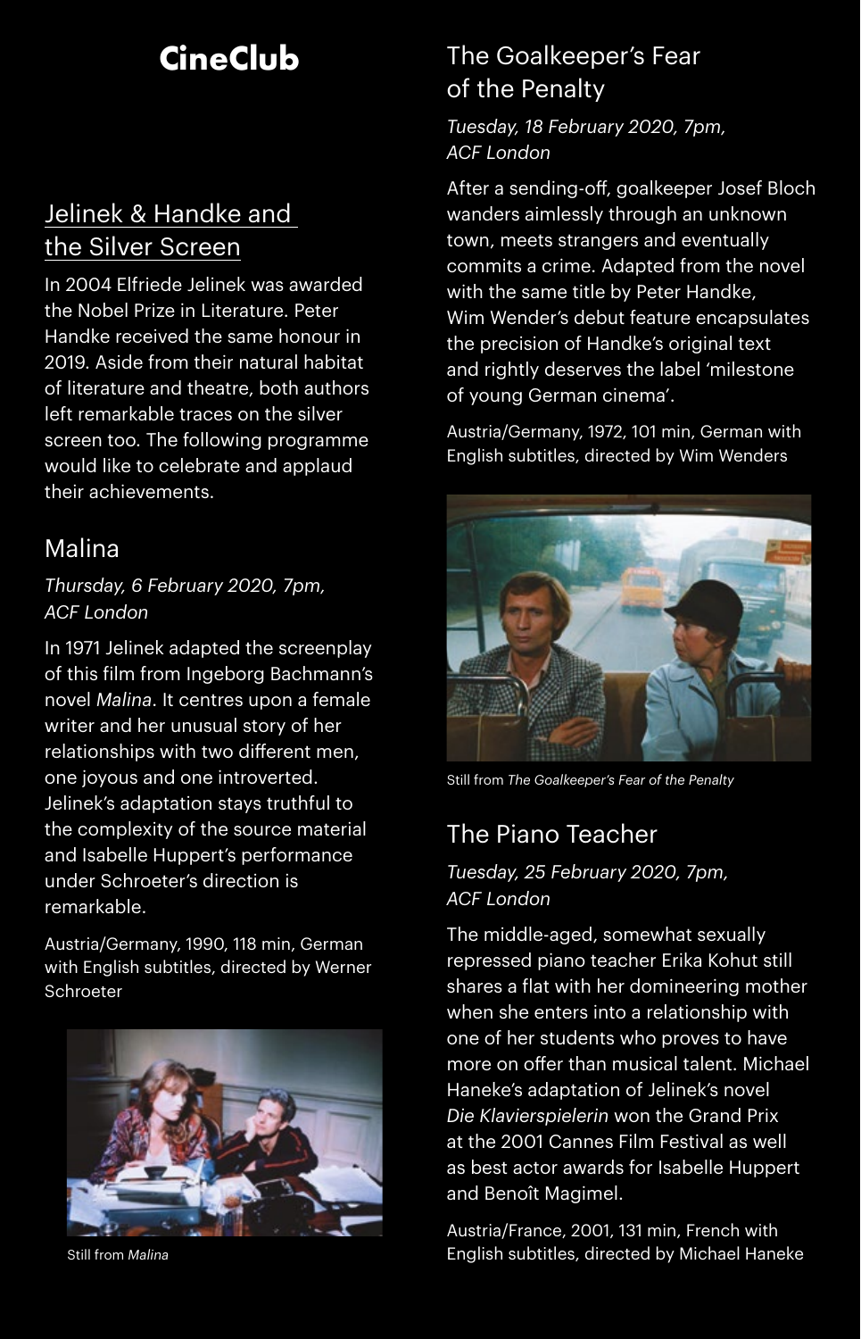# CineClub

## Jelinek & Handke and the Silver Screen

In 2004 Elfriede Jelinek was awarded the Nobel Prize in Literature. Peter Handke received the same honour in 2019. Aside from their natural habitat of literature and theatre, both authors left remarkable traces on the silver screen too. The following programme would like to celebrate and applaud their achievements.

### Malina

*Thursday, 6 February 2020, 7pm, ACF London*

In 1971 Jelinek adapted the screenplay of this film from Ingeborg Bachmann's novel *Malina*. It centres upon a female writer and her unusual story of her relationships with two different men, one joyous and one introverted. Jelinek's adaptation stays truthful to the complexity of the source material and Isabelle Huppert's performance under Schroeter's direction is remarkable.

Austria/Germany, 1990, 118 min, German with English subtitles, directed by Werner Schroeter

Still from *Malina*

### The Goalkeeper's Fear of the Penalty

*Tuesday, 18 February 2020, 7pm, ACF London*

After a sending-off, goalkeeper Josef Bloch wanders aimlessly through an unknown town, meets strangers and eventually commits a crime. Adapted from the novel with the same title by Peter Handke, Wim Wender's debut feature encapsulates the precision of Handke's original text and rightly deserves the label 'milestone of young German cinema'.

Austria/Germany, 1972, 101 min, German with English subtitles, directed by Wim Wenders

Still from *The Goalkeeper's Fear of the Penalty*

### The Piano Teacher

*Tuesday, 25 February 2020, 7pm, ACF London*

The middle-aged, somewhat sexually repressed piano teacher Erika Kohut still shares a flat with her domineering mother when she enters into a relationship with one of her students who proves to have more on offer than musical talent. Michael Haneke's adaptation of Jelinek's novel *Die Klavierspielerin* won the Grand Prix at the 2001 Cannes Film Festival as well as best actor awards for Isabelle Huppert and Benoît Magimel.

Austria/France, 2001, 131 min, French with English subtitles, directed by Michael Haneke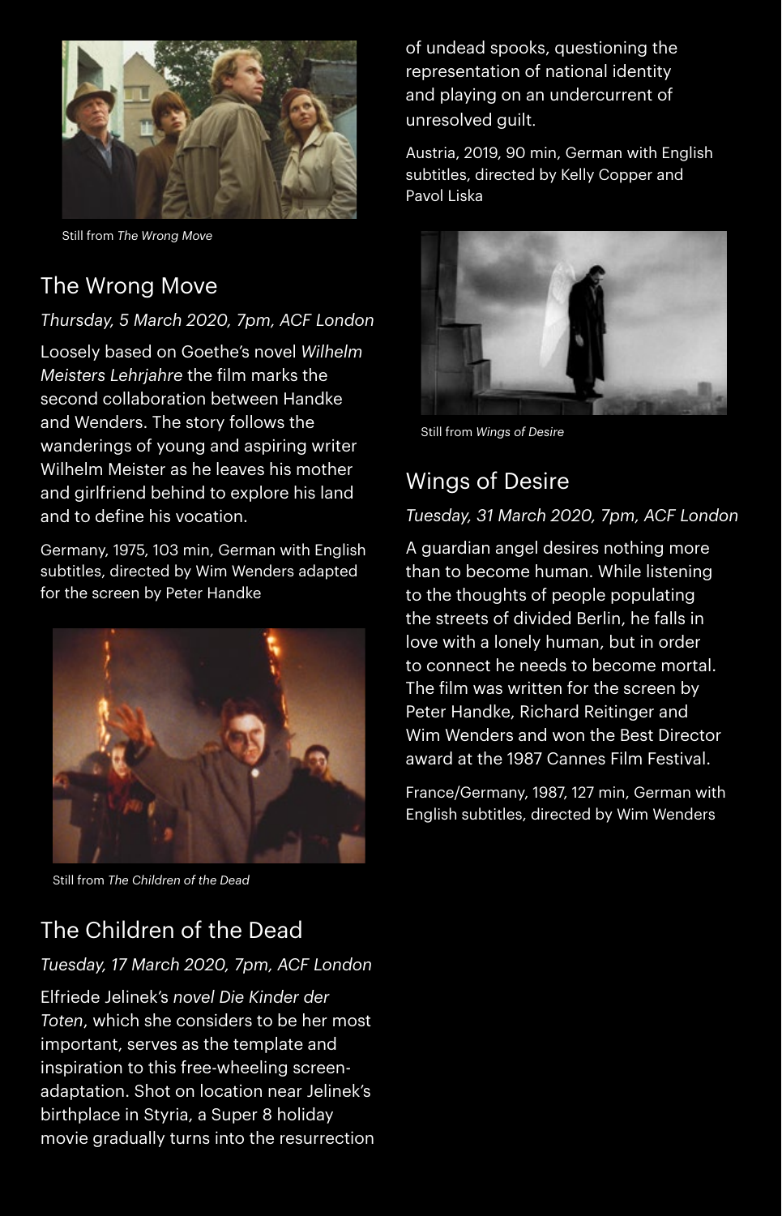Still from *The Wrong Move*

## The Wrong Move

*Thursday, 5 March 2020, 7pm, ACF London*

Loosely based on Goethe's novel *Wilhelm Meisters Lehrjahre* the film marks the second collaboration between Handke and Wenders. The story follows the wanderings of young and aspiring writer Wilhelm Meister as he leaves his mother and girlfriend behind to explore his land and to define his vocation.

Germany, 1975, 103 min, German with English subtitles, directed by Wim Wenders adapted for the screen by Peter Handke

Still from *The Children of the Dead*

## The Children of the Dead

*Tuesday, 17 March 2020, 7pm, ACF London*

Elfriede Jelinek's *novel Die Kinder der Toten*, which she considers to be her most important, serves as the template and inspiration to this free-wheeling screen-adaptation. Shot on location near Jelinek's birthplace in Styria, a Super 8 holiday movie gradually turns into the resurrection of undead spooks, questioning the representation of national identity and playing on an undercurrent of unresolved guilt.

Austria, 2019, 90 min, German with English subtitles, directed by Kelly Copper and Pavol Liska

Still from *Wings of Desire*

## Wings of Desire

*Tuesday, 31 March 2020, 7pm, ACF London*

A guardian angel desires nothing more than to become human. While listening to the thoughts of people populating the streets of divided Berlin, he falls in love with a lonely human, but in order to connect he needs to become mortal. The film was written for the screen by Peter Handke, Richard Reitinger and Wim Wenders and won the Best Director award at the 1987 Cannes Film Festival.

France/Germany, 1987, 127 min, German with English subtitles, directed by Wim Wenders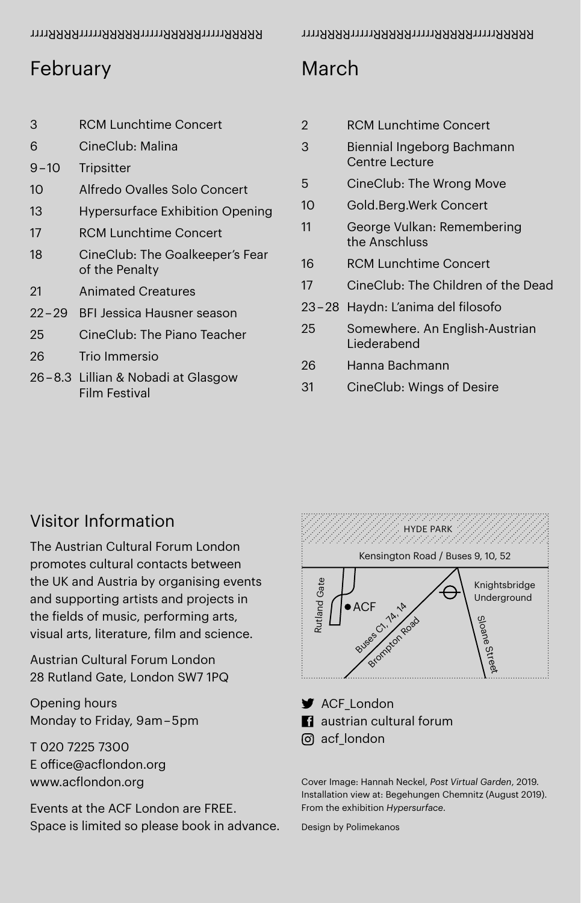## February

| | |
|---|---|
| 3 | RCM Lunchtime Concert |
| 6 | CineClub: Malina |
| 9–10 | Tripsitter |
| 10 | Alfredo Ovalles Solo Concert |
| 13 | Hypersurface Exhibition Opening |
| 17 | RCM Lunchtime Concert |
| 18 | CineClub: The Goalkeeper's Fear of the Penalty |
| 21 | Animated Creatures |
| 22–29 | BFI Jessica Hausner season |
| 25 | CineClub: The Piano Teacher |
| 26 | Trio Immersio |
| 26–8.3 | Lillian & Nobadi at Glasgow Film Festival |

## March

| | |
|---|---|
| 2 | RCM Lunchtime Concert |
| 3 | Biennial Ingeborg Bachmann Centre Lecture |
| 5 | CineClub: The Wrong Move |
| 10 | Gold.Berg.Werk Concert |
| 11 | George Vulkan: Remembering the Anschluss |
| 16 | RCM Lunchtime Concert |
| 17 | CineClub: The Children of the Dead |
| 23–28 | Haydn: L'anima del filosofo |
| 25 | Somewhere. An English-Austrian Liederabend |
| 26 | Hanna Bachmann |
| 31 | CineClub: Wings of Desire |

## Visitor Information

The Austrian Cultural Forum London promotes cultural contacts between the UK and Austria by organising events and supporting artists and projects in the fields of music, performing arts, visual arts, literature, film and science.

Austrian Cultural Forum London
28 Rutland Gate, London SW7 1PQ

Opening hours
Monday to Friday, 9am–5pm

T 020 7225 7300
E office@acflondon.org
www.acflondon.org

Events at the ACF London are FREE. Space is limited so please book in advance.

HYDE PARK
Kensington Road / Buses 9, 10, 52
Rutland Gate
ACF
Buses C1, 74, 14
Brompton Road
Knightsbridge Underground
Sloane Street

ACF_London
austrian cultural forum
acf_london

Cover Image: Hannah Neckel, *Post Virtual Garden*, 2019. Installation view at: Begehungen Chemnitz (August 2019). From the exhibition *Hypersurface*.

Design by Polimekanos